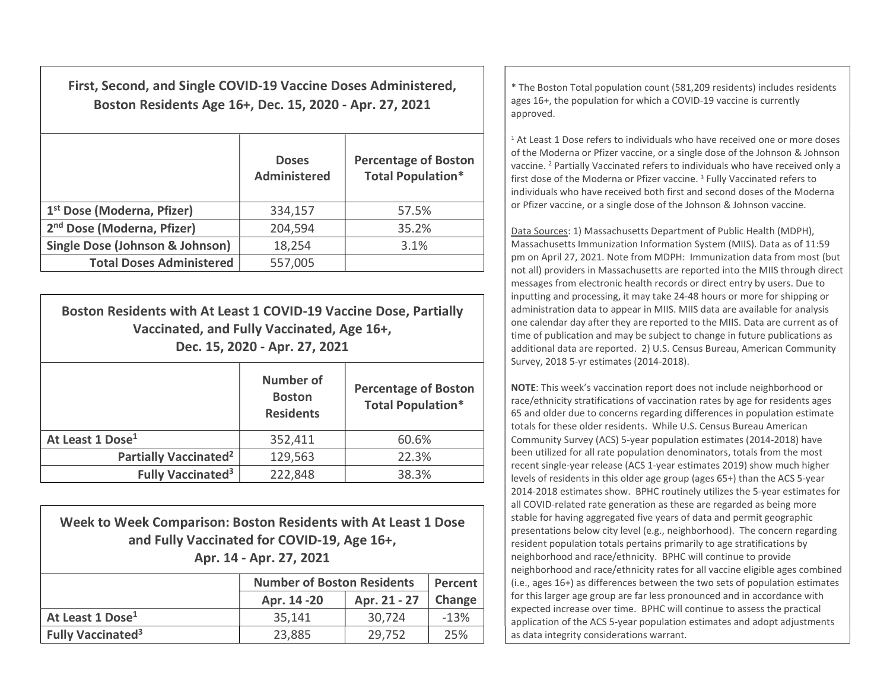## First, Second, and Single COVID-19 Vaccine Doses Administered, Boston Residents Age 16+, Dec. 15, 2020 - Apr. 27, 2021

| | Doses Administered | Percentage of Boston Total Population* |
|---|---|---|
| **1st Dose (Moderna, Pfizer)** | 334,157 | 57.5% |
| **2nd Dose (Moderna, Pfizer)** | 204,594 | 35.2% |
| **Single Dose (Johnson & Johnson)** | 18,254 | 3.1% |
| **Total Doses Administered** | 557,005 | |

## Boston Residents with At Least 1 COVID-19 Vaccine Dose, Partially Vaccinated, and Fully Vaccinated, Age 16+, Dec. 15, 2020 - Apr. 27, 2021

| | Number of Boston Residents | Percentage of Boston Total Population* |
|---|---|---|
| **At Least 1 Dose[1]** | 352,411 | 60.6% |
| **Partially Vaccinated[2]** | 129,563 | 22.3% |
| **Fully Vaccinated[3]** | 222,848 | 38.3% |

## Week to Week Comparison: Boston Residents with At Least 1 Dose and Fully Vaccinated for COVID-19, Age 16+, Apr. 14 - Apr. 27, 2021

| | Number of Boston Residents | | Percent Change |
|---|---|---|---|
| | Apr. 14 -20 | Apr. 21 - 27 | |
| **At Least 1 Dose[1]** | 35,141 | 30,724 | -13% |
| **Fully Vaccinated[3]** | 23,885 | 29,752 | 25% |

* The Boston Total population count (581,209 residents) includes residents ages 16+, the population for which a COVID-19 vaccine is currently approved.

[1] At Least 1 Dose refers to individuals who have received one or more doses of the Moderna or Pfizer vaccine, or a single dose of the Johnson & Johnson vaccine. [2] Partially Vaccinated refers to individuals who have received only a first dose of the Moderna or Pfizer vaccine. [3] Fully Vaccinated refers to individuals who have received both first and second doses of the Moderna or Pfizer vaccine, or a single dose of the Johnson & Johnson vaccine.

Data Sources: 1) Massachusetts Department of Public Health (MDPH), Massachusetts Immunization Information System (MIIS). Data as of 11:59 pm on April 27, 2021. Note from MDPH: Immunization data from most (but not all) providers in Massachusetts are reported into the MIIS through direct messages from electronic health records or direct entry by users. Due to inputting and processing, it may take 24-48 hours or more for shipping or administration data to appear in MIIS. MIIS data are available for analysis one calendar day after they are reported to the MIIS. Data are current as of time of publication and may be subject to change in future publications as additional data are reported. 2) U.S. Census Bureau, American Community Survey, 2018 5-yr estimates (2014-2018).

**NOTE**: This week's vaccination report does not include neighborhood or race/ethnicity stratifications of vaccination rates by age for residents ages 65 and older due to concerns regarding differences in population estimate totals for these older residents. While U.S. Census Bureau American Community Survey (ACS) 5-year population estimates (2014-2018) have been utilized for all rate population denominators, totals from the most recent single-year release (ACS 1-year estimates 2019) show much higher levels of residents in this older age group (ages 65+) than the ACS 5-year 2014-2018 estimates show. BPHC routinely utilizes the 5-year estimates for all COVID-related rate generation as these are regarded as being more stable for having aggregated five years of data and permit geographic presentations below city level (e.g., neighborhood). The concern regarding resident population totals pertains primarily to age stratifications by neighborhood and race/ethnicity. BPHC will continue to provide neighborhood and race/ethnicity rates for all vaccine eligible ages combined (i.e., ages 16+) as differences between the two sets of population estimates for this larger age group are far less pronounced and in accordance with expected increase over time. BPHC will continue to assess the practical application of the ACS 5-year population estimates and adopt adjustments as data integrity considerations warrant.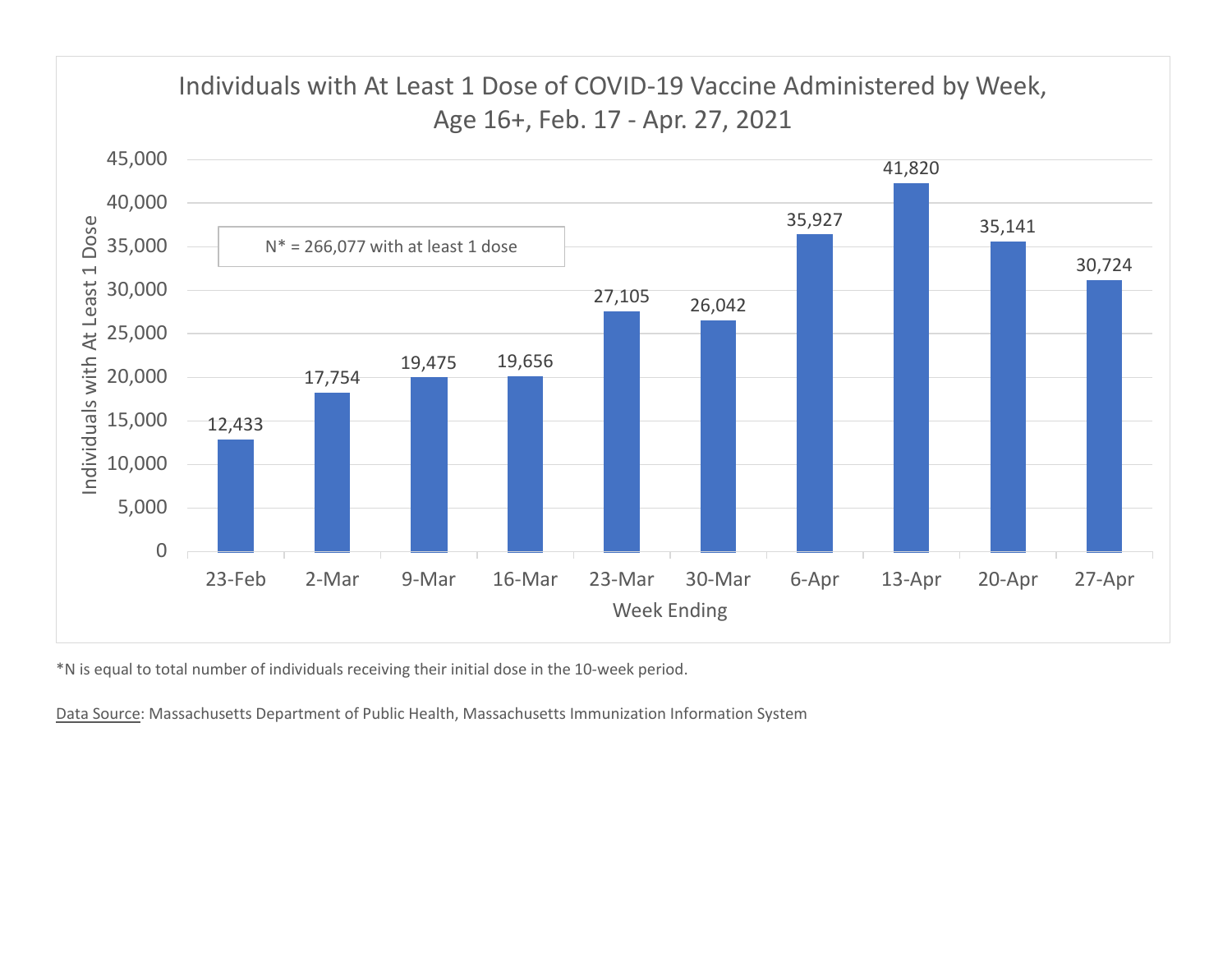## Individuals with At Least 1 Dose of COVID-19 Vaccine Administered by Week, Age 16+, Feb. 17 - Apr. 27, 2021

N* = 266,077 with at least 1 dose

| Week Ending | Individuals with At Least 1 Dose |
| --- | --- |
| 23-Feb | 12,433 |
| 2-Mar | 17,754 |
| 9-Mar | 19,475 |
| 16-Mar | 19,656 |
| 23-Mar | 27,105 |
| 30-Mar | 26,042 |
| 6-Apr | 35,927 |
| 13-Apr | 41,820 |
| 20-Apr | 35,141 |
| 27-Apr | 30,724 |

*N is equal to total number of individuals receiving their initial dose in the 10-week period.

Data Source: Massachusetts Department of Public Health, Massachusetts Immunization Information System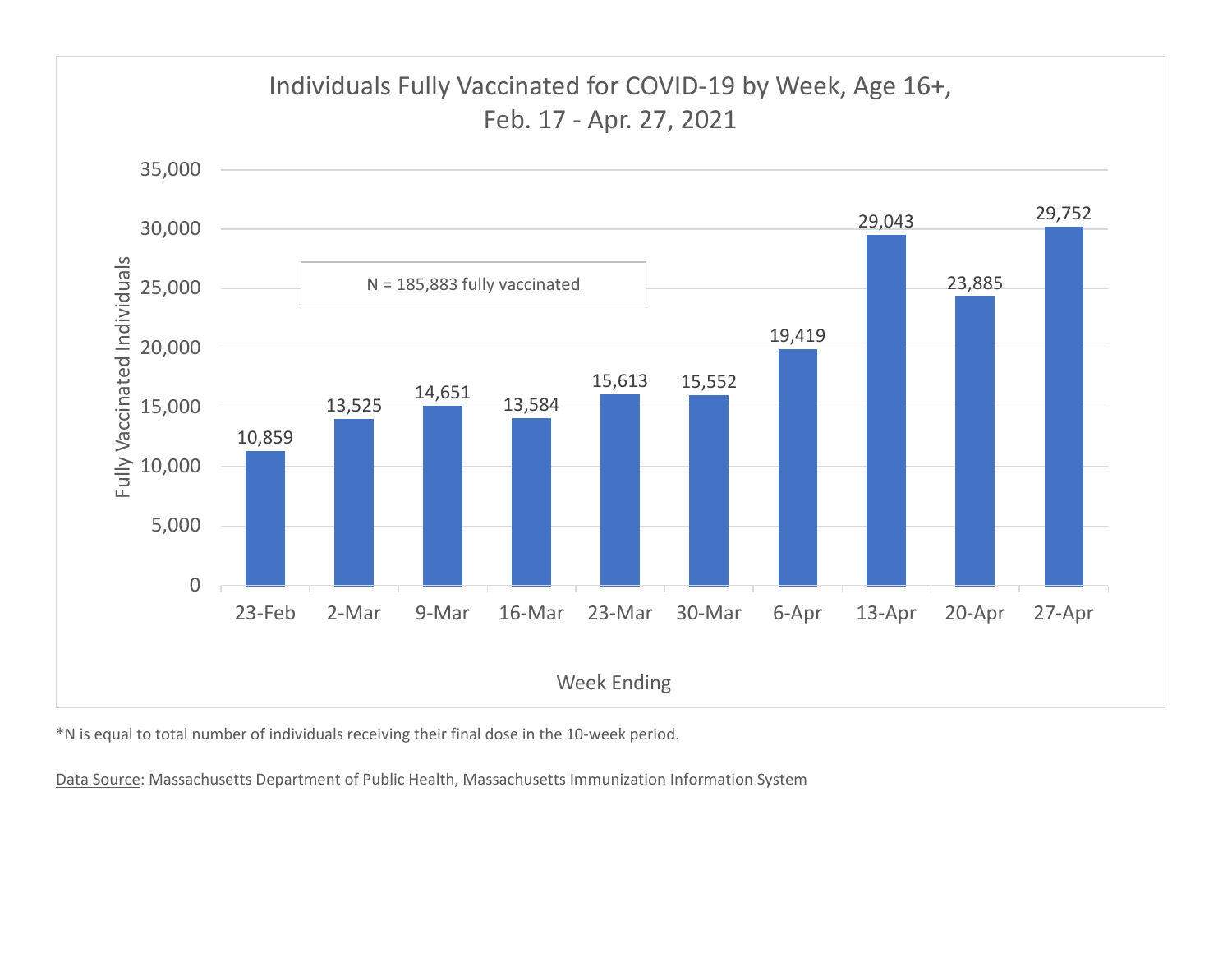## Individuals Fully Vaccinated for COVID-19 by Week, Age 16+, Feb. 17 - Apr. 27, 2021

N = 185,883 fully vaccinated

| Week Ending | Fully Vaccinated Individuals |
|---|---|
| 23-Feb | 10,859 |
| 2-Mar | 13,525 |
| 9-Mar | 14,651 |
| 16-Mar | 13,584 |
| 23-Mar | 15,613 |
| 30-Mar | 15,552 |
| 6-Apr | 19,419 |
| 13-Apr | 29,043 |
| 20-Apr | 23,885 |
| 27-Apr | 29,752 |

*N is equal to total number of individuals receiving their final dose in the 10-week period.

Data Source: Massachusetts Department of Public Health, Massachusetts Immunization Information System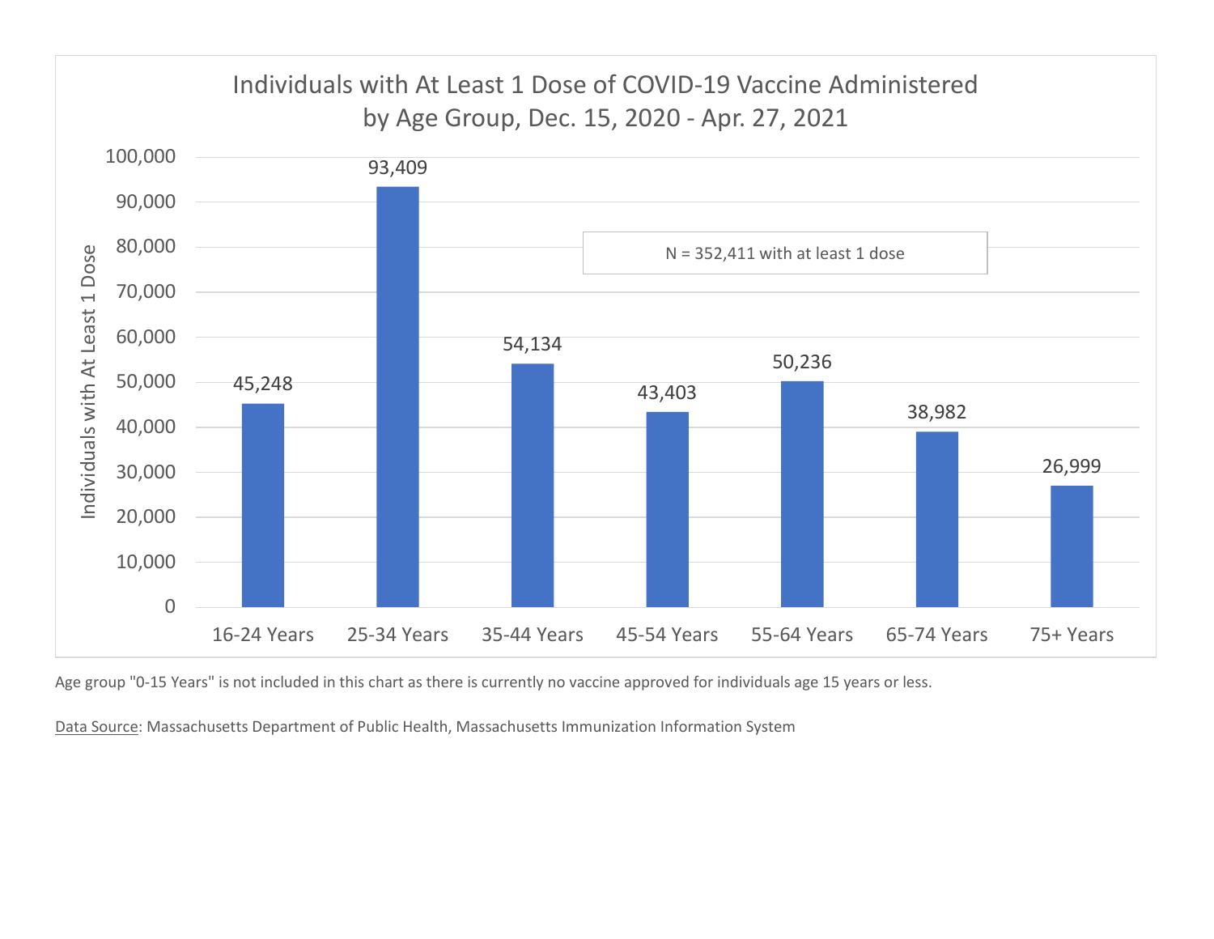## Individuals with At Least 1 Dose of COVID-19 Vaccine Administered by Age Group, Dec. 15, 2020 - Apr. 27, 2021

N = 352,411 with at least 1 dose

| Age Group | Individuals with At Least 1 Dose |
|---|---|
| 16-24 Years | 45,248 |
| 25-34 Years | 93,409 |
| 35-44 Years | 54,134 |
| 45-54 Years | 43,403 |
| 55-64 Years | 50,236 |
| 65-74 Years | 38,982 |
| 75+ Years | 26,999 |

Age group "0-15 Years" is not included in this chart as there is currently no vaccine approved for individuals age 15 years or less.

Data Source: Massachusetts Department of Public Health, Massachusetts Immunization Information System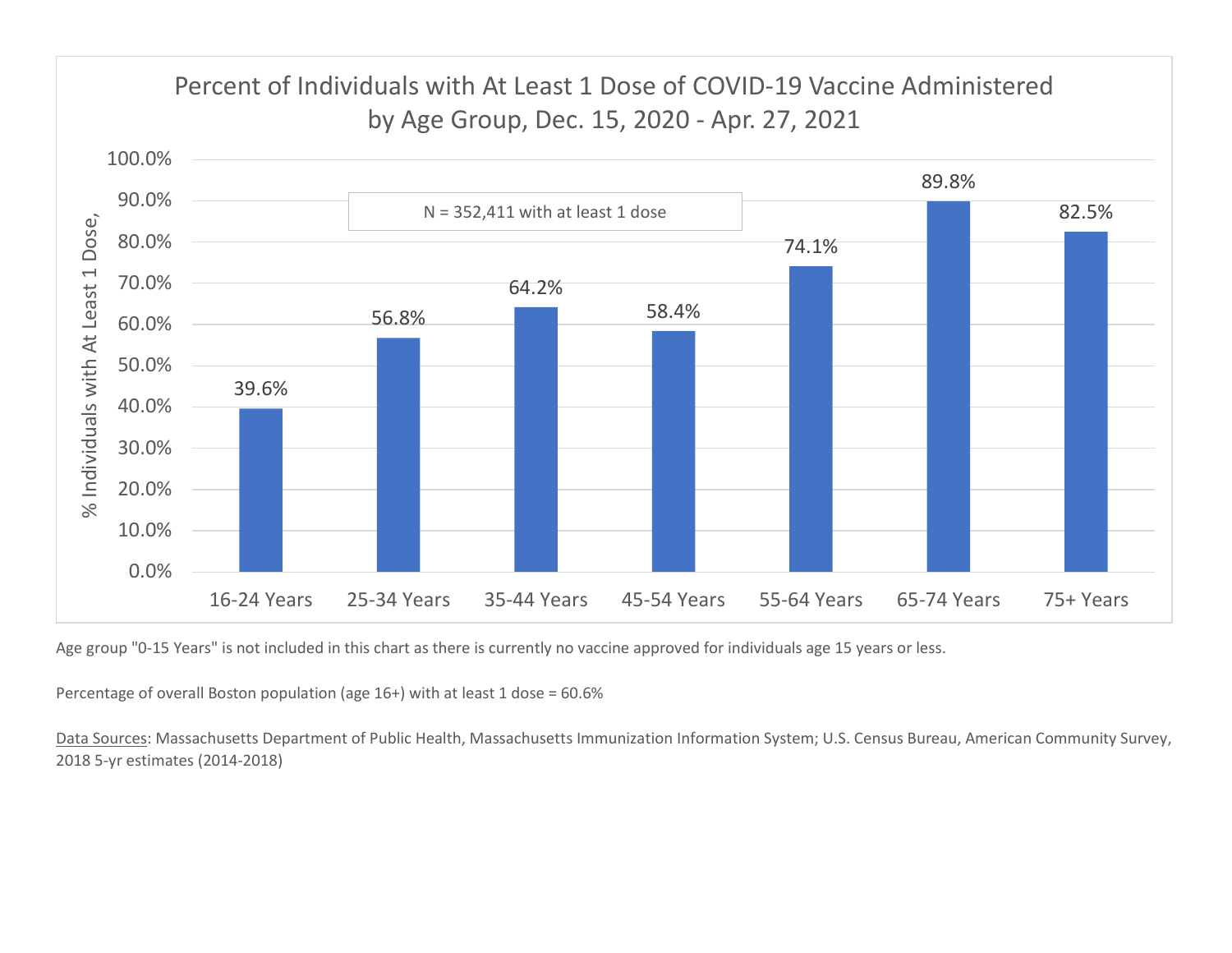## Percent of Individuals with At Least 1 Dose of COVID-19 Vaccine Administered by Age Group, Dec. 15, 2020 - Apr. 27, 2021

N = 352,411 with at least 1 dose

| Age Group | % Individuals with At Least 1 Dose |
|---|---|
| 16-24 Years | 39.6% |
| 25-34 Years | 56.8% |
| 35-44 Years | 64.2% |
| 45-54 Years | 58.4% |
| 55-64 Years | 74.1% |
| 65-74 Years | 89.8% |
| 75+ Years | 82.5% |

Age group "0-15 Years" is not included in this chart as there is currently no vaccine approved for individuals age 15 years or less.

Percentage of overall Boston population (age 16+) with at least 1 dose = 60.6%

Data Sources: Massachusetts Department of Public Health, Massachusetts Immunization Information System; U.S. Census Bureau, American Community Survey, 2018 5-yr estimates (2014-2018)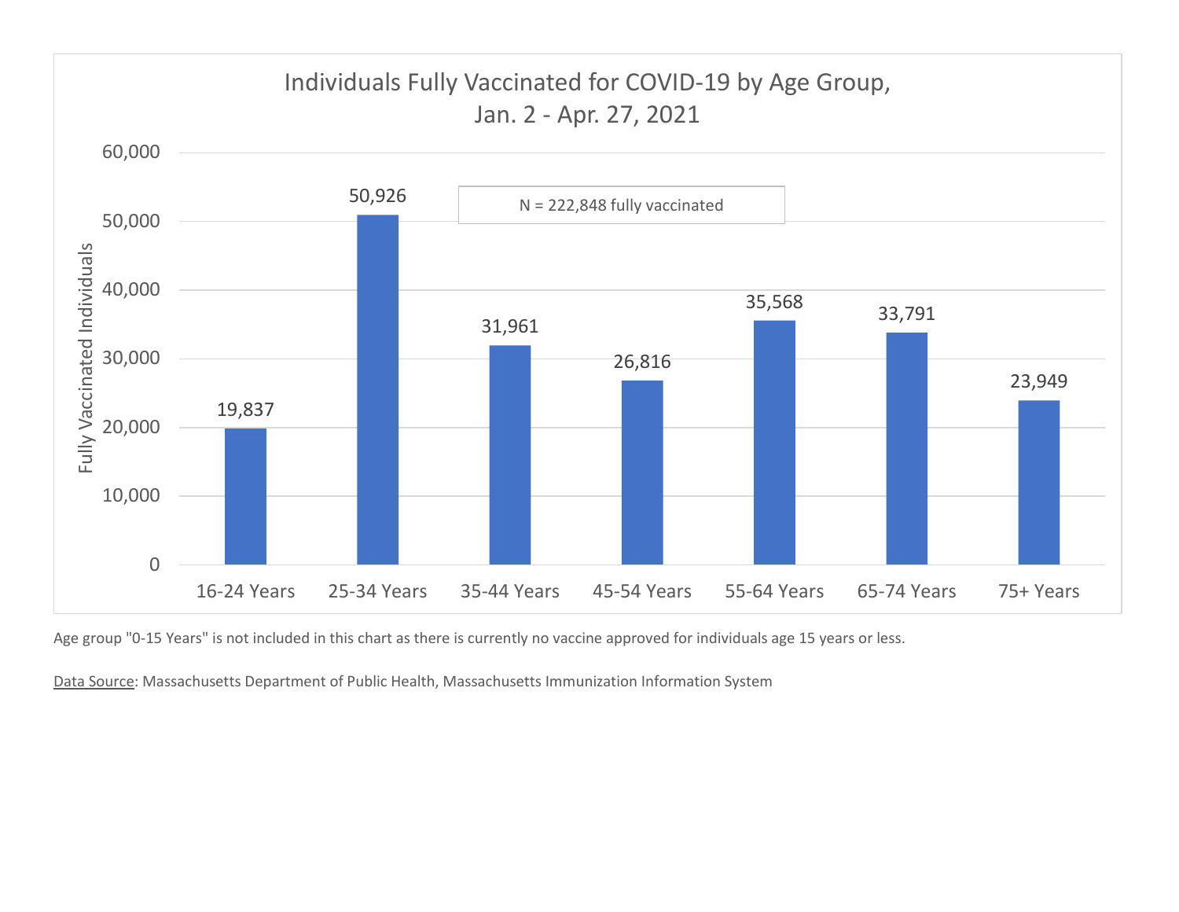## Individuals Fully Vaccinated for COVID-19 by Age Group, Jan. 2 - Apr. 27, 2021

N = 222,848 fully vaccinated

| Age Group | Fully Vaccinated Individuals |
|---|---|
| 16-24 Years | 19,837 |
| 25-34 Years | 50,926 |
| 35-44 Years | 31,961 |
| 45-54 Years | 26,816 |
| 55-64 Years | 35,568 |
| 65-74 Years | 33,791 |
| 75+ Years | 23,949 |

Age group "0-15 Years" is not included in this chart as there is currently no vaccine approved for individuals age 15 years or less.

Data Source: Massachusetts Department of Public Health, Massachusetts Immunization Information System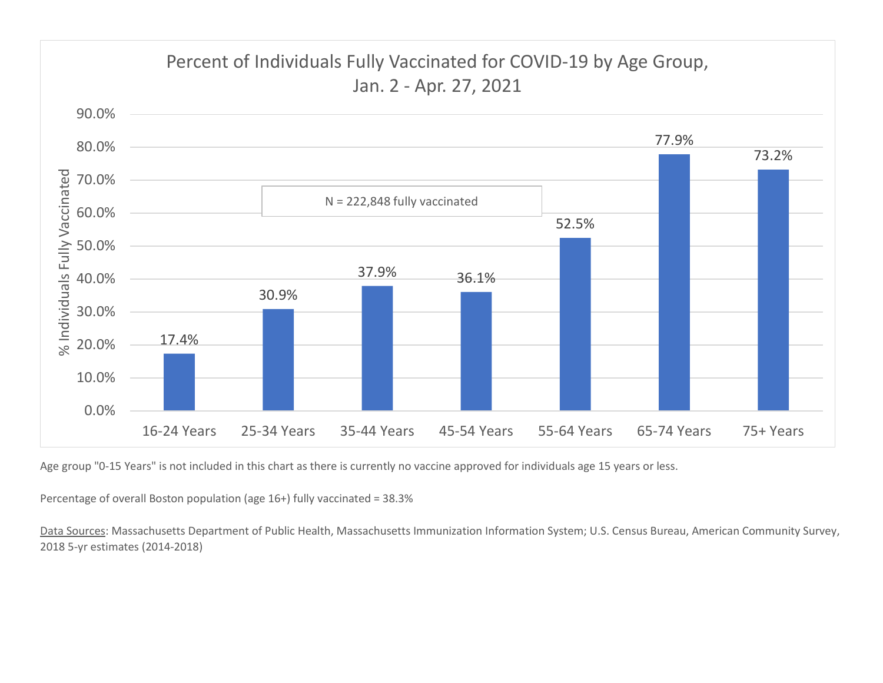## Percent of Individuals Fully Vaccinated for COVID-19 by Age Group, Jan. 2 - Apr. 27, 2021

N = 222,848 fully vaccinated

| Age Group | % Individuals Fully Vaccinated |
|---|---|
| 16-24 Years | 17.4% |
| 25-34 Years | 30.9% |
| 35-44 Years | 37.9% |
| 45-54 Years | 36.1% |
| 55-64 Years | 52.5% |
| 65-74 Years | 77.9% |
| 75+ Years | 73.2% |

Age group "0-15 Years" is not included in this chart as there is currently no vaccine approved for individuals age 15 years or less.

Percentage of overall Boston population (age 16+) fully vaccinated = 38.3%

Data Sources: Massachusetts Department of Public Health, Massachusetts Immunization Information System; U.S. Census Bureau, American Community Survey, 2018 5-yr estimates (2014-2018)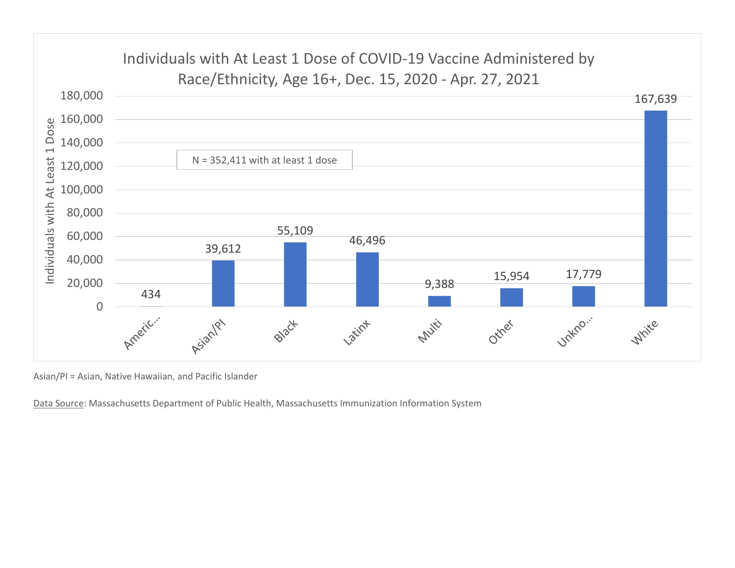## Individuals with At Least 1 Dose of COVID-19 Vaccine Administered by Race/Ethnicity, Age 16+, Dec. 15, 2020 - Apr. 27, 2021

N = 352,411 with at least 1 dose

| Race/Ethnicity | Individuals with At Least 1 Dose |
|---|---|
| Americ... | 434 |
| Asian/PI | 39,612 |
| Black | 55,109 |
| Latinx | 46,496 |
| Multi | 9,388 |
| Other | 15,954 |
| Unkno... | 17,779 |
| White | 167,639 |

Asian/PI = Asian, Native Hawaiian, and Pacific Islander

Data Source: Massachusetts Department of Public Health, Massachusetts Immunization Information System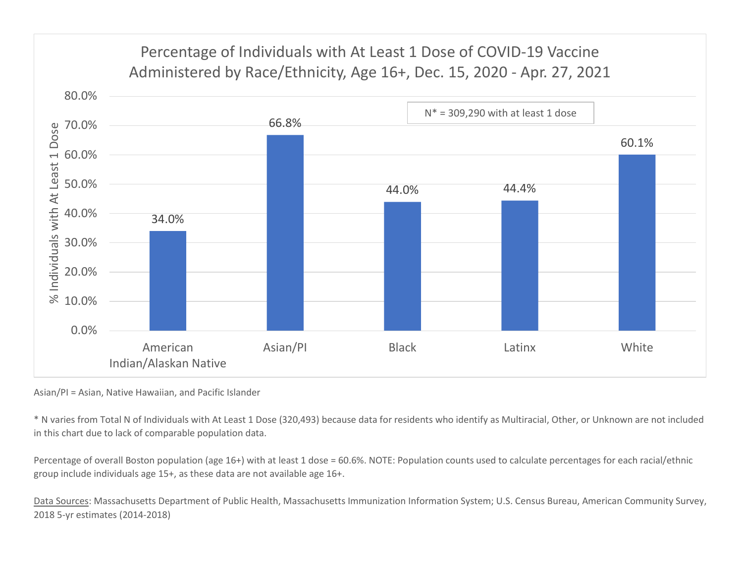## Percentage of Individuals with At Least 1 Dose of COVID-19 Vaccine Administered by Race/Ethnicity, Age 16+, Dec. 15, 2020 - Apr. 27, 2021

N* = 309,290 with at least 1 dose

| Race/Ethnicity | % Individuals with At Least 1 Dose |
| --- | --- |
| American Indian/Alaskan Native | 34.0% |
| Asian/PI | 66.8% |
| Black | 44.0% |
| Latinx | 44.4% |
| White | 60.1% |

Asian/PI = Asian, Native Hawaiian, and Pacific Islander

* N varies from Total N of Individuals with At Least 1 Dose (320,493) because data for residents who identify as Multiracial, Other, or Unknown are not included in this chart due to lack of comparable population data.

Percentage of overall Boston population (age 16+) with at least 1 dose = 60.6%. NOTE: Population counts used to calculate percentages for each racial/ethnic group include individuals age 15+, as these data are not available age 16+.

Data Sources: Massachusetts Department of Public Health, Massachusetts Immunization Information System; U.S. Census Bureau, American Community Survey, 2018 5-yr estimates (2014-2018)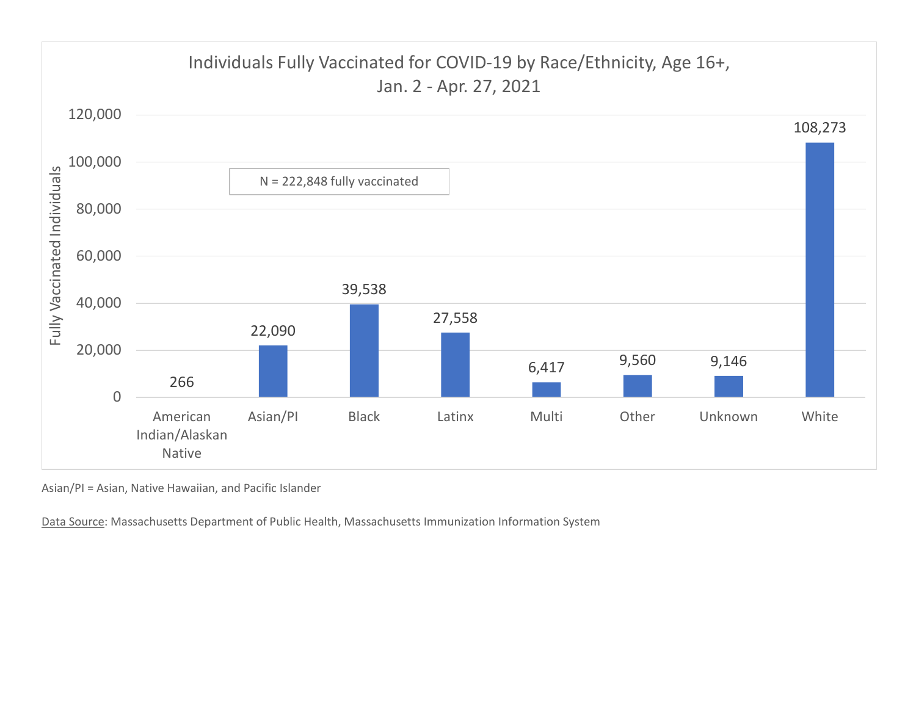## Individuals Fully Vaccinated for COVID-19 by Race/Ethnicity, Age 16+, Jan. 2 - Apr. 27, 2021

N = 222,848 fully vaccinated

| Race/Ethnicity | Fully Vaccinated Individuals |
| --- | --- |
| American Indian/Alaskan Native | 266 |
| Asian/PI | 22,090 |
| Black | 39,538 |
| Latinx | 27,558 |
| Multi | 6,417 |
| Other | 9,560 |
| Unknown | 9,146 |
| White | 108,273 |

Asian/PI = Asian, Native Hawaiian, and Pacific Islander

Data Source: Massachusetts Department of Public Health, Massachusetts Immunization Information System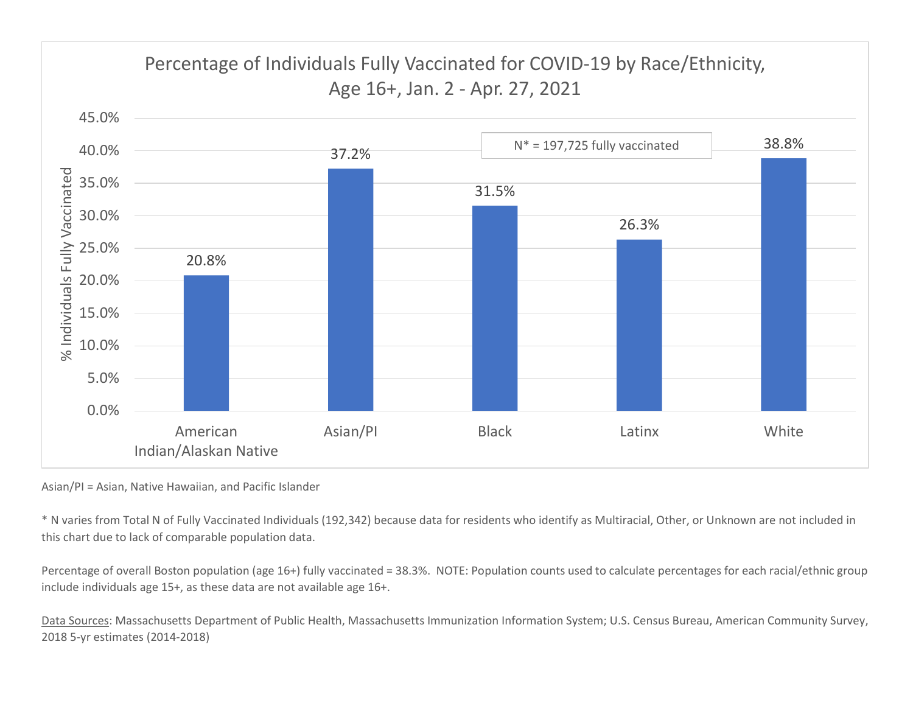## Percentage of Individuals Fully Vaccinated for COVID-19 by Race/Ethnicity, Age 16+, Jan. 2 - Apr. 27, 2021

N* = 197,725 fully vaccinated

| Race/Ethnicity | % Individuals Fully Vaccinated |
|---|---|
| American Indian/Alaskan Native | 20.8% |
| Asian/PI | 37.2% |
| Black | 31.5% |
| Latinx | 26.3% |
| White | 38.8% |

Asian/PI = Asian, Native Hawaiian, and Pacific Islander

* N varies from Total N of Fully Vaccinated Individuals (192,342) because data for residents who identify as Multiracial, Other, or Unknown are not included in this chart due to lack of comparable population data.

Percentage of overall Boston population (age 16+) fully vaccinated = 38.3%. NOTE: Population counts used to calculate percentages for each racial/ethnic group include individuals age 15+, as these data are not available age 16+.

Data Sources: Massachusetts Department of Public Health, Massachusetts Immunization Information System; U.S. Census Bureau, American Community Survey, 2018 5-yr estimates (2014-2018)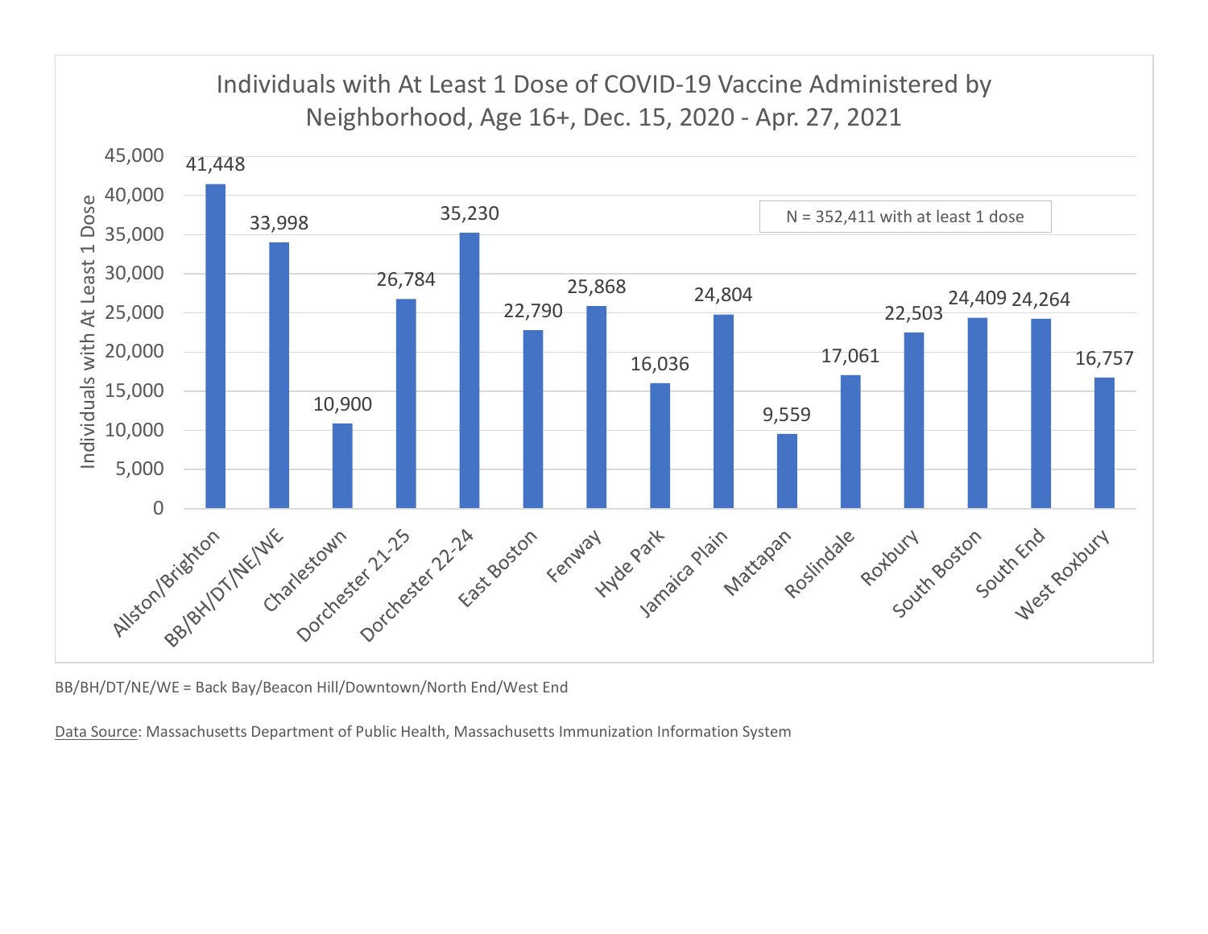## Individuals with At Least 1 Dose of COVID-19 Vaccine Administered by Neighborhood, Age 16+, Dec. 15, 2020 - Apr. 27, 2021

N = 352,411 with at least 1 dose

| Neighborhood | Individuals with At Least 1 Dose |
|---|---|
| Allston/Brighton | 41,448 |
| BB/BH/DT/NE/WE | 33,998 |
| Charlestown | 10,900 |
| Dorchester 21-25 | 26,784 |
| Dorchester 22-24 | 35,230 |
| East Boston | 22,790 |
| Fenway | 25,868 |
| Hyde Park | 16,036 |
| Jamaica Plain | 24,804 |
| Mattapan | 9,559 |
| Roslindale | 17,061 |
| Roxbury | 22,503 |
| South Boston | 24,409 |
| South End | 24,264 |
| West Roxbury | 16,757 |

BB/BH/DT/NE/WE = Back Bay/Beacon Hill/Downtown/North End/West End

Data Source: Massachusetts Department of Public Health, Massachusetts Immunization Information System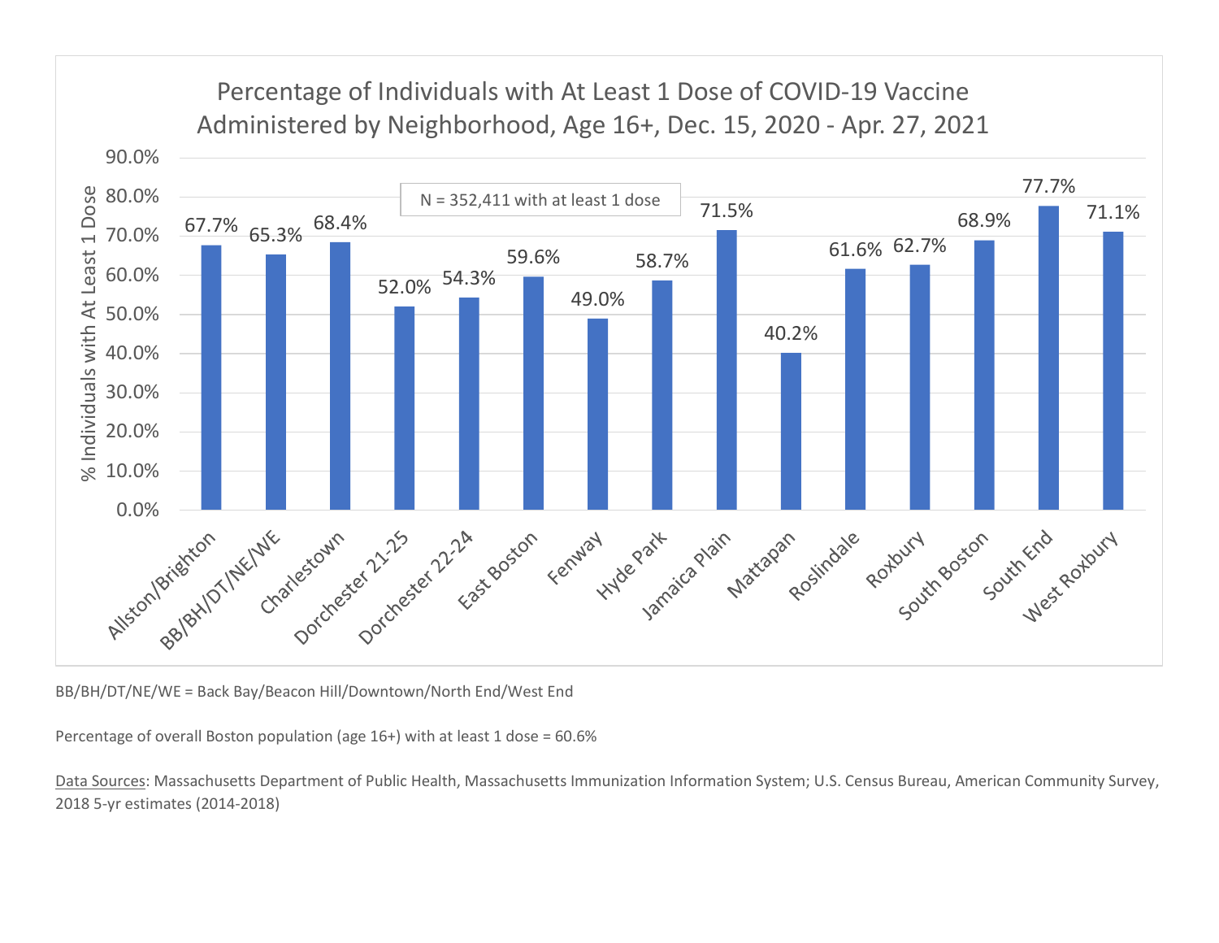## Percentage of Individuals with At Least 1 Dose of COVID-19 Vaccine Administered by Neighborhood, Age 16+, Dec. 15, 2020 - Apr. 27, 2021

N = 352,411 with at least 1 dose

| Neighborhood | % Individuals with At Least 1 Dose |
| --- | --- |
| Allston/Brighton | 67.7% |
| BB/BH/DT/NE/WE | 65.3% |
| Charlestown | 68.4% |
| Dorchester 21-25 | 52.0% |
| Dorchester 22-24 | 54.3% |
| East Boston | 59.6% |
| Fenway | 49.0% |
| Hyde Park | 58.7% |
| Jamaica Plain | 71.5% |
| Mattapan | 40.2% |
| Roslindale | 61.6% |
| Roxbury | 62.7% |
| South Boston | 68.9% |
| South End | 77.7% |
| West Roxbury | 71.1% |

BB/BH/DT/NE/WE = Back Bay/Beacon Hill/Downtown/North End/West End

Percentage of overall Boston population (age 16+) with at least 1 dose = 60.6%

Data Sources: Massachusetts Department of Public Health, Massachusetts Immunization Information System; U.S. Census Bureau, American Community Survey, 2018 5-yr estimates (2014-2018)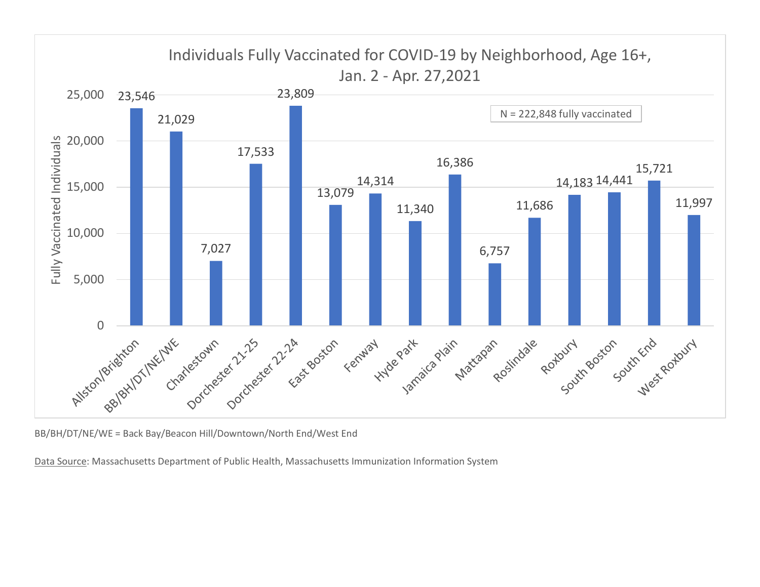## Individuals Fully Vaccinated for COVID-19 by Neighborhood, Age 16+, Jan. 2 - Apr. 27,2021

N = 222,848 fully vaccinated

| Neighborhood | Fully Vaccinated Individuals |
|---|---|
| Allston/Brighton | 23,546 |
| BB/BH/DT/NE/WE | 21,029 |
| Charlestown | 7,027 |
| Dorchester 21-25 | 17,533 |
| Dorchester 22-24 | 23,809 |
| East Boston | 13,079 |
| Fenway | 14,314 |
| Hyde Park | 11,340 |
| Jamaica Plain | 16,386 |
| Mattapan | 6,757 |
| Roslindale | 11,686 |
| Roxbury | 14,183 |
| South Boston | 14,441 |
| South End | 15,721 |
| West Roxbury | 11,997 |

BB/BH/DT/NE/WE = Back Bay/Beacon Hill/Downtown/North End/West End

Data Source: Massachusetts Department of Public Health, Massachusetts Immunization Information System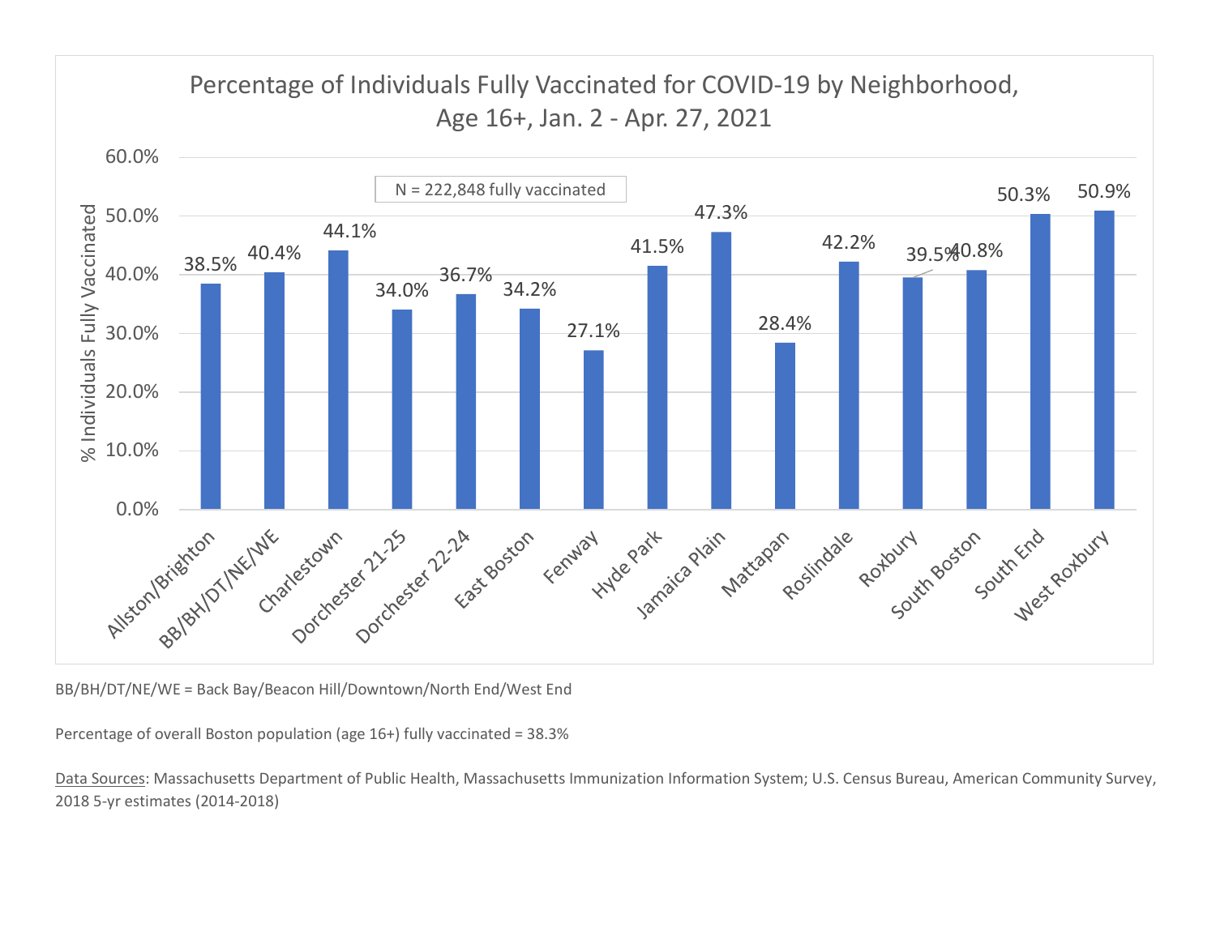## Percentage of Individuals Fully Vaccinated for COVID-19 by Neighborhood, Age 16+, Jan. 2 - Apr. 27, 2021

N = 222,848 fully vaccinated

| Neighborhood | % Individuals Fully Vaccinated |
|---|---|
| Allston/Brighton | 38.5% |
| BB/BH/DT/NE/WE | 40.4% |
| Charlestown | 44.1% |
| Dorchester 21-25 | 34.0% |
| Dorchester 22-24 | 36.7% |
| East Boston | 34.2% |
| Fenway | 27.1% |
| Hyde Park | 41.5% |
| Jamaica Plain | 47.3% |
| Mattapan | 28.4% |
| Roslindale | 42.2% |
| Roxbury | 39.5% |
| South Boston | 40.8% |
| South End | 50.3% |
| West Roxbury | 50.9% |

BB/BH/DT/NE/WE = Back Bay/Beacon Hill/Downtown/North End/West End

Percentage of overall Boston population (age 16+) fully vaccinated = 38.3%

Data Sources: Massachusetts Department of Public Health, Massachusetts Immunization Information System; U.S. Census Bureau, American Community Survey, 2018 5-yr estimates (2014-2018)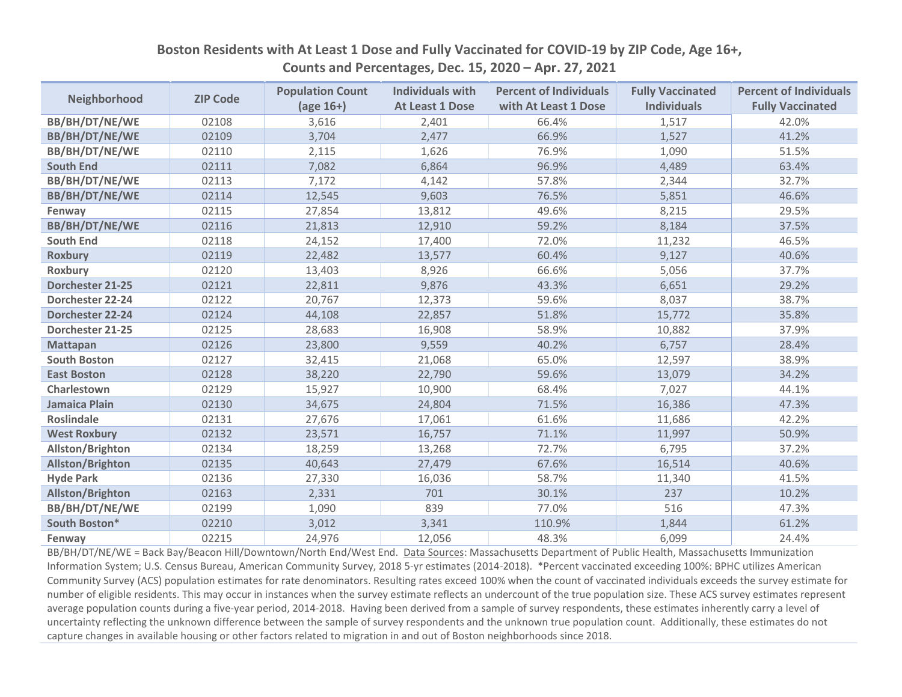## Boston Residents with At Least 1 Dose and Fully Vaccinated for COVID-19 by ZIP Code, Age 16+, Counts and Percentages, Dec. 15, 2020 – Apr. 27, 2021

| Neighborhood | ZIP Code | Population Count (age 16+) | Individuals with At Least 1 Dose | Percent of Individuals with At Least 1 Dose | Fully Vaccinated Individuals | Percent of Individuals Fully Vaccinated |
|---|---|---|---|---|---|---|
| BB/BH/DT/NE/WE | 02108 | 3,616 | 2,401 | 66.4% | 1,517 | 42.0% |
| BB/BH/DT/NE/WE | 02109 | 3,704 | 2,477 | 66.9% | 1,527 | 41.2% |
| BB/BH/DT/NE/WE | 02110 | 2,115 | 1,626 | 76.9% | 1,090 | 51.5% |
| South End | 02111 | 7,082 | 6,864 | 96.9% | 4,489 | 63.4% |
| BB/BH/DT/NE/WE | 02113 | 7,172 | 4,142 | 57.8% | 2,344 | 32.7% |
| BB/BH/DT/NE/WE | 02114 | 12,545 | 9,603 | 76.5% | 5,851 | 46.6% |
| Fenway | 02115 | 27,854 | 13,812 | 49.6% | 8,215 | 29.5% |
| BB/BH/DT/NE/WE | 02116 | 21,813 | 12,910 | 59.2% | 8,184 | 37.5% |
| South End | 02118 | 24,152 | 17,400 | 72.0% | 11,232 | 46.5% |
| Roxbury | 02119 | 22,482 | 13,577 | 60.4% | 9,127 | 40.6% |
| Roxbury | 02120 | 13,403 | 8,926 | 66.6% | 5,056 | 37.7% |
| Dorchester 21-25 | 02121 | 22,811 | 9,876 | 43.3% | 6,651 | 29.2% |
| Dorchester 22-24 | 02122 | 20,767 | 12,373 | 59.6% | 8,037 | 38.7% |
| Dorchester 22-24 | 02124 | 44,108 | 22,857 | 51.8% | 15,772 | 35.8% |
| Dorchester 21-25 | 02125 | 28,683 | 16,908 | 58.9% | 10,882 | 37.9% |
| Mattapan | 02126 | 23,800 | 9,559 | 40.2% | 6,757 | 28.4% |
| South Boston | 02127 | 32,415 | 21,068 | 65.0% | 12,597 | 38.9% |
| East Boston | 02128 | 38,220 | 22,790 | 59.6% | 13,079 | 34.2% |
| Charlestown | 02129 | 15,927 | 10,900 | 68.4% | 7,027 | 44.1% |
| Jamaica Plain | 02130 | 34,675 | 24,804 | 71.5% | 16,386 | 47.3% |
| Roslindale | 02131 | 27,676 | 17,061 | 61.6% | 11,686 | 42.2% |
| West Roxbury | 02132 | 23,571 | 16,757 | 71.1% | 11,997 | 50.9% |
| Allston/Brighton | 02134 | 18,259 | 13,268 | 72.7% | 6,795 | 37.2% |
| Allston/Brighton | 02135 | 40,643 | 27,479 | 67.6% | 16,514 | 40.6% |
| Hyde Park | 02136 | 27,330 | 16,036 | 58.7% | 11,340 | 41.5% |
| Allston/Brighton | 02163 | 2,331 | 701 | 30.1% | 237 | 10.2% |
| BB/BH/DT/NE/WE | 02199 | 1,090 | 839 | 77.0% | 516 | 47.3% |
| South Boston* | 02210 | 3,012 | 3,341 | 110.9% | 1,844 | 61.2% |
| Fenway | 02215 | 24,976 | 12,056 | 48.3% | 6,099 | 24.4% |

BB/BH/DT/NE/WE = Back Bay/Beacon Hill/Downtown/North End/West End. Data Sources: Massachusetts Department of Public Health, Massachusetts Immunization Information System; U.S. Census Bureau, American Community Survey, 2018 5-yr estimates (2014-2018). *Percent vaccinated exceeding 100%: BPHC utilizes American Community Survey (ACS) population estimates for rate denominators. Resulting rates exceed 100% when the count of vaccinated individuals exceeds the survey estimate for number of eligible residents. This may occur in instances when the survey estimate reflects an undercount of the true population size. These ACS survey estimates represent average population counts during a five-year period, 2014-2018. Having been derived from a sample of survey respondents, these estimates inherently carry a level of uncertainty reflecting the unknown difference between the sample of survey respondents and the unknown true population count. Additionally, these estimates do not capture changes in available housing or other factors related to migration in and out of Boston neighborhoods since 2018.